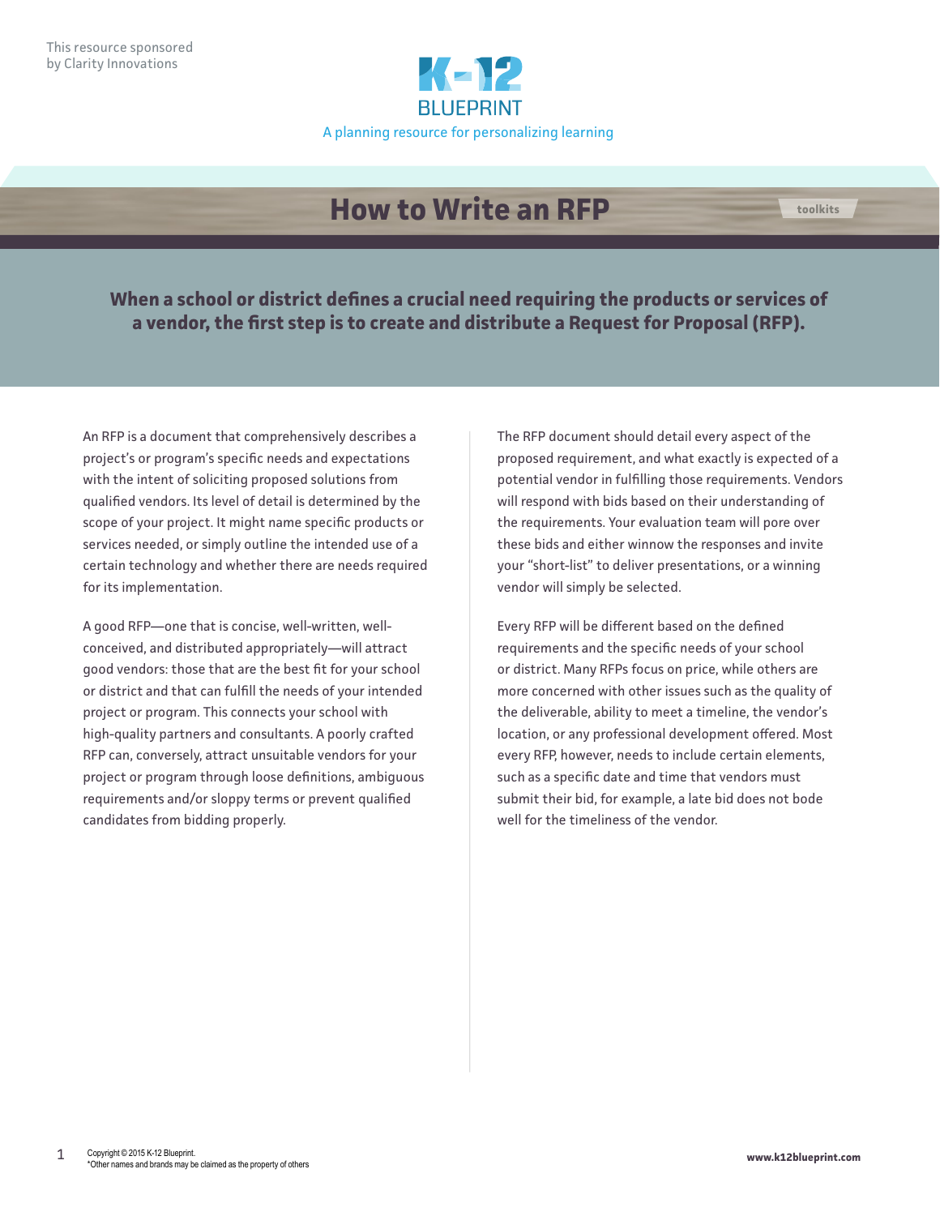This resource sponsored by Clarity Innovations

K-12 BLUEPRINT

A planning resource for personalizing learning

# How to Write an RFP

toolkits

**When a school or district defines a crucial need requiring the products or services of a vendor, the first step is to create and distribute a Request for Proposal (RFP).**

An RFP is a document that comprehensively describes a project's or program's specific needs and expectations with the intent of soliciting proposed solutions from qualified vendors. Its level of detail is determined by the scope of your project. It might name specific products or services needed, or simply outline the intended use of a certain technology and whether there are needs required for its implementation.

A good RFP—one that is concise, well-written, well-conceived, and distributed appropriately—will attract good vendors: those that are the best fit for your school or district and that can fulfill the needs of your intended project or program. This connects your school with high-quality partners and consultants. A poorly crafted RFP can, conversely, attract unsuitable vendors for your project or program through loose definitions, ambiguous requirements and/or sloppy terms or prevent qualified candidates from bidding properly.

The RFP document should detail every aspect of the proposed requirement, and what exactly is expected of a potential vendor in fulfilling those requirements. Vendors will respond with bids based on their understanding of the requirements. Your evaluation team will pore over these bids and either winnow the responses and invite your "short-list" to deliver presentations, or a winning vendor will simply be selected.

Every RFP will be different based on the defined requirements and the specific needs of your school or district. Many RFPs focus on price, while others are more concerned with other issues such as the quality of the deliverable, ability to meet a timeline, the vendor's location, or any professional development offered. Most every RFP, however, needs to include certain elements, such as a specific date and time that vendors must submit their bid, for example, a late bid does not bode well for the timeliness of the vendor.

Copyright © 2015 K-12 Blueprint.
*Other names and brands may be claimed as the property of others

www.k12blueprint.com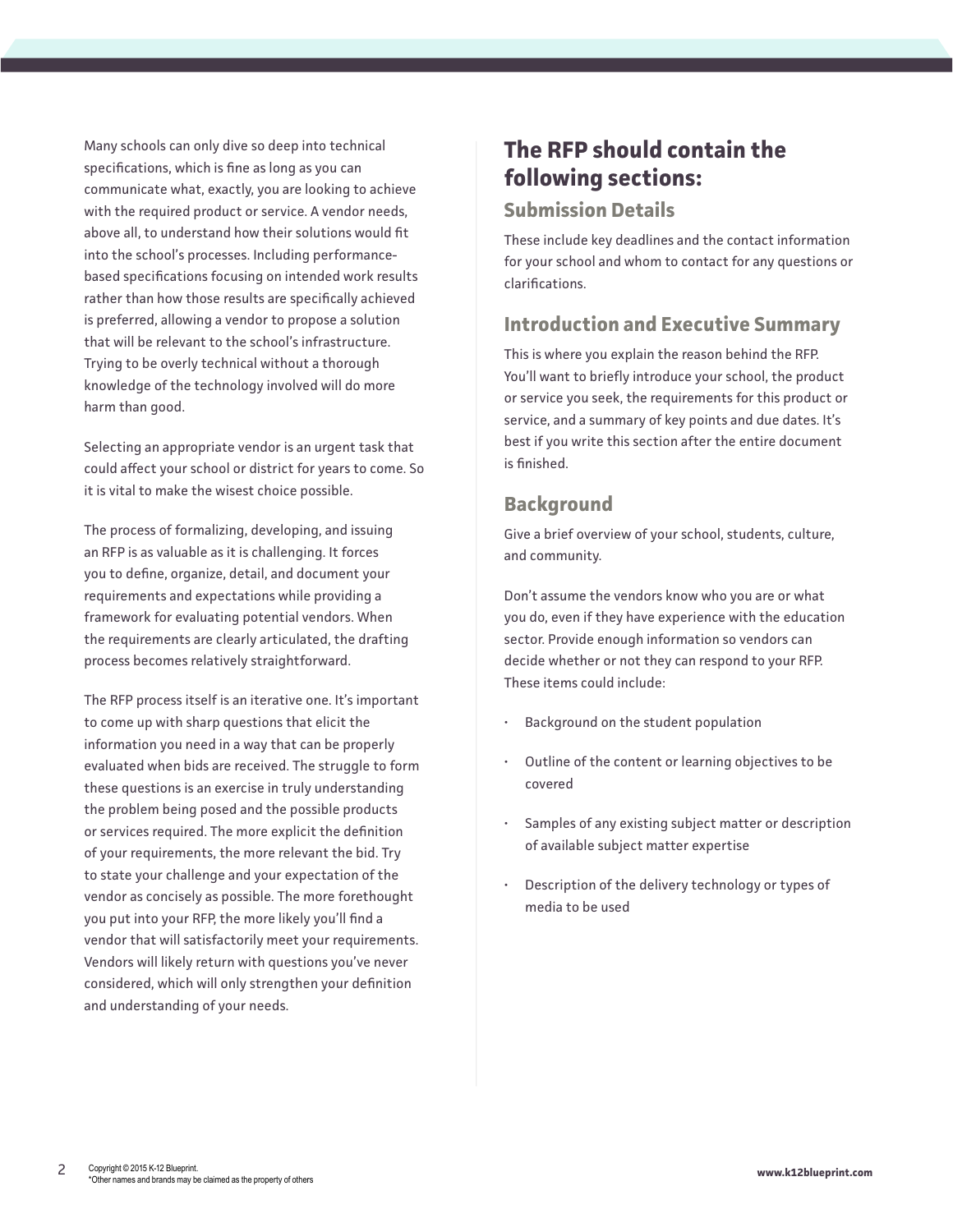Many schools can only dive so deep into technical specifications, which is fine as long as you can communicate what, exactly, you are looking to achieve with the required product or service. A vendor needs, above all, to understand how their solutions would fit into the school's processes. Including performance-based specifications focusing on intended work results rather than how those results are specifically achieved is preferred, allowing a vendor to propose a solution that will be relevant to the school's infrastructure. Trying to be overly technical without a thorough knowledge of the technology involved will do more harm than good.

Selecting an appropriate vendor is an urgent task that could affect your school or district for years to come. So it is vital to make the wisest choice possible.

The process of formalizing, developing, and issuing an RFP is as valuable as it is challenging. It forces you to define, organize, detail, and document your requirements and expectations while providing a framework for evaluating potential vendors. When the requirements are clearly articulated, the drafting process becomes relatively straightforward.

The RFP process itself is an iterative one. It's important to come up with sharp questions that elicit the information you need in a way that can be properly evaluated when bids are received. The struggle to form these questions is an exercise in truly understanding the problem being posed and the possible products or services required. The more explicit the definition of your requirements, the more relevant the bid. Try to state your challenge and your expectation of the vendor as concisely as possible. The more forethought you put into your RFP, the more likely you'll find a vendor that will satisfactorily meet your requirements. Vendors will likely return with questions you've never considered, which will only strengthen your definition and understanding of your needs.

## The RFP should contain the following sections:

### Submission Details

These include key deadlines and the contact information for your school and whom to contact for any questions or clarifications.

### Introduction and Executive Summary

This is where you explain the reason behind the RFP. You'll want to briefly introduce your school, the product or service you seek, the requirements for this product or service, and a summary of key points and due dates. It's best if you write this section after the entire document is finished.

### Background

Give a brief overview of your school, students, culture, and community.

Don't assume the vendors know who you are or what you do, even if they have experience with the education sector. Provide enough information so vendors can decide whether or not they can respond to your RFP. These items could include:

- Background on the student population
- Outline of the content or learning objectives to be covered
- Samples of any existing subject matter or description of available subject matter expertise
- Description of the delivery technology or types of media to be used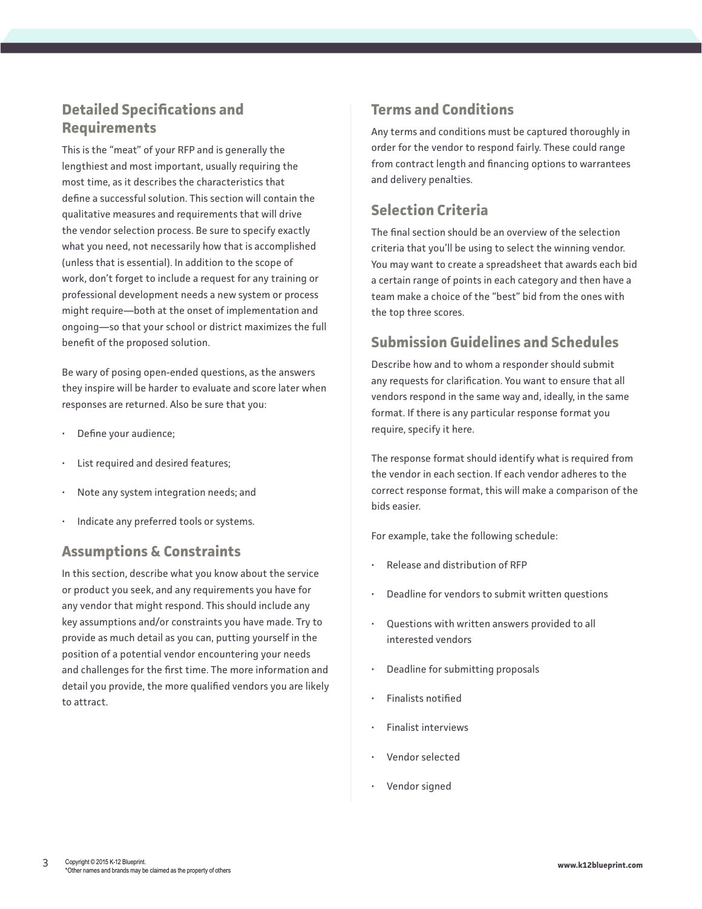## Detailed Specifications and Requirements

This is the "meat" of your RFP and is generally the lengthiest and most important, usually requiring the most time, as it describes the characteristics that define a successful solution. This section will contain the qualitative measures and requirements that will drive the vendor selection process. Be sure to specify exactly what you need, not necessarily how that is accomplished (unless that is essential). In addition to the scope of work, don't forget to include a request for any training or professional development needs a new system or process might require—both at the onset of implementation and ongoing—so that your school or district maximizes the full benefit of the proposed solution.

Be wary of posing open-ended questions, as the answers they inspire will be harder to evaluate and score later when responses are returned. Also be sure that you:

- Define your audience;
- List required and desired features;
- Note any system integration needs; and
- Indicate any preferred tools or systems.

## Assumptions & Constraints

In this section, describe what you know about the service or product you seek, and any requirements you have for any vendor that might respond. This should include any key assumptions and/or constraints you have made. Try to provide as much detail as you can, putting yourself in the position of a potential vendor encountering your needs and challenges for the first time. The more information and detail you provide, the more qualified vendors you are likely to attract.

## Terms and Conditions

Any terms and conditions must be captured thoroughly in order for the vendor to respond fairly. These could range from contract length and financing options to warrantees and delivery penalties.

## Selection Criteria

The final section should be an overview of the selection criteria that you'll be using to select the winning vendor. You may want to create a spreadsheet that awards each bid a certain range of points in each category and then have a team make a choice of the "best" bid from the ones with the top three scores.

## Submission Guidelines and Schedules

Describe how and to whom a responder should submit any requests for clarification. You want to ensure that all vendors respond in the same way and, ideally, in the same format. If there is any particular response format you require, specify it here.

The response format should identify what is required from the vendor in each section. If each vendor adheres to the correct response format, this will make a comparison of the bids easier.

For example, take the following schedule:

- Release and distribution of RFP
- Deadline for vendors to submit written questions
- Questions with written answers provided to all interested vendors
- Deadline for submitting proposals
- Finalists notified
- Finalist interviews
- Vendor selected
- Vendor signed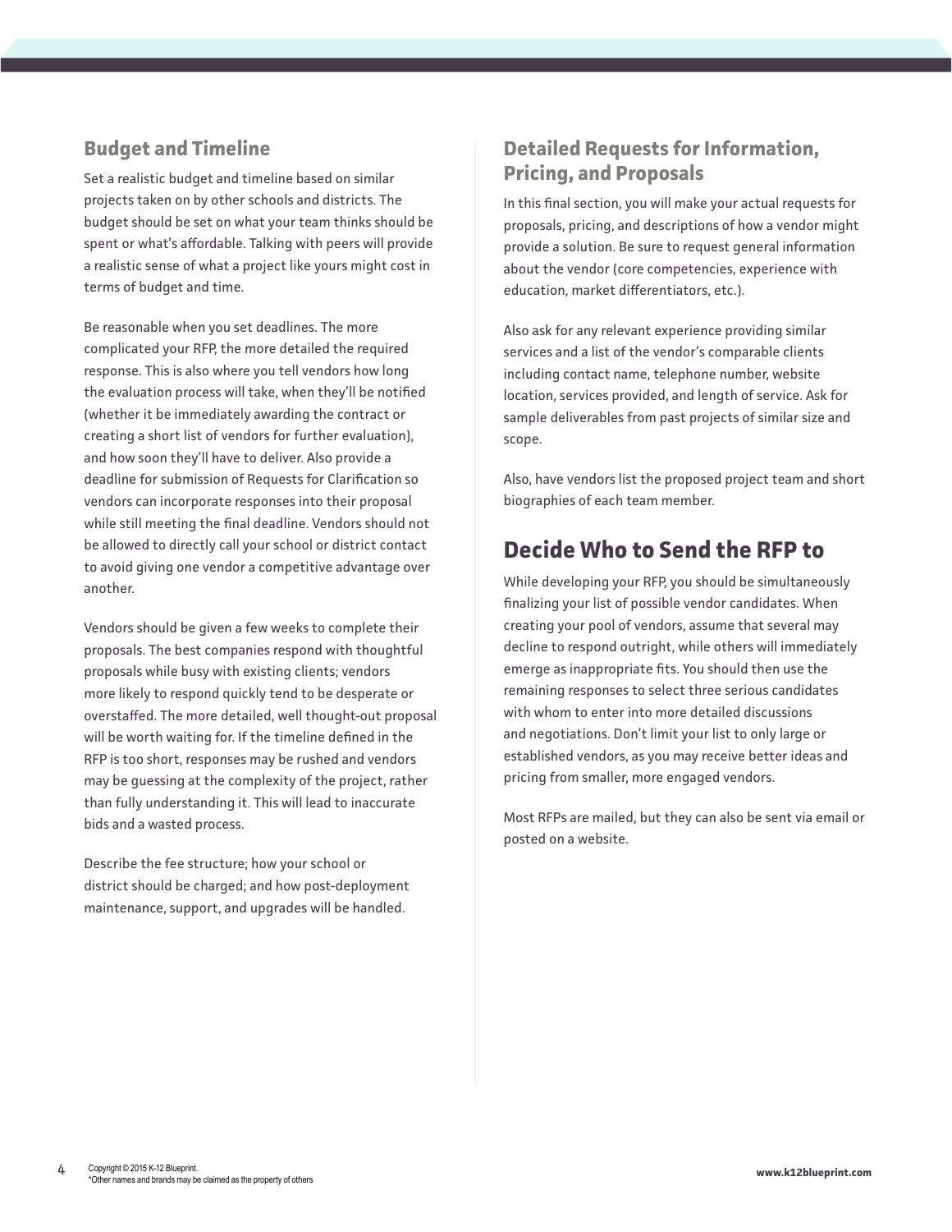### Budget and Timeline

Set a realistic budget and timeline based on similar projects taken on by other schools and districts. The budget should be set on what your team thinks should be spent or what's affordable. Talking with peers will provide a realistic sense of what a project like yours might cost in terms of budget and time.

Be reasonable when you set deadlines. The more complicated your RFP, the more detailed the required response. This is also where you tell vendors how long the evaluation process will take, when they'll be notified (whether it be immediately awarding the contract or creating a short list of vendors for further evaluation), and how soon they'll have to deliver. Also provide a deadline for submission of Requests for Clarification so vendors can incorporate responses into their proposal while still meeting the final deadline. Vendors should not be allowed to directly call your school or district contact to avoid giving one vendor a competitive advantage over another.

Vendors should be given a few weeks to complete their proposals. The best companies respond with thoughtful proposals while busy with existing clients; vendors more likely to respond quickly tend to be desperate or overstaffed. The more detailed, well thought-out proposal will be worth waiting for. If the timeline defined in the RFP is too short, responses may be rushed and vendors may be guessing at the complexity of the project, rather than fully understanding it. This will lead to inaccurate bids and a wasted process.

Describe the fee structure; how your school or district should be charged; and how post-deployment maintenance, support, and upgrades will be handled.

### Detailed Requests for Information, Pricing, and Proposals

In this final section, you will make your actual requests for proposals, pricing, and descriptions of how a vendor might provide a solution. Be sure to request general information about the vendor (core competencies, experience with education, market differentiators, etc.).

Also ask for any relevant experience providing similar services and a list of the vendor's comparable clients including contact name, telephone number, website location, services provided, and length of service. Ask for sample deliverables from past projects of similar size and scope.

Also, have vendors list the proposed project team and short biographies of each team member.

## Decide Who to Send the RFP to

While developing your RFP, you should be simultaneously finalizing your list of possible vendor candidates. When creating your pool of vendors, assume that several may decline to respond outright, while others will immediately emerge as inappropriate fits. You should then use the remaining responses to select three serious candidates with whom to enter into more detailed discussions and negotiations. Don't limit your list to only large or established vendors, as you may receive better ideas and pricing from smaller, more engaged vendors.

Most RFPs are mailed, but they can also be sent via email or posted on a website.

Copyright © 2015 K-12 Blueprint.
*Other names and brands may be claimed as the property of others

www.k12blueprint.com